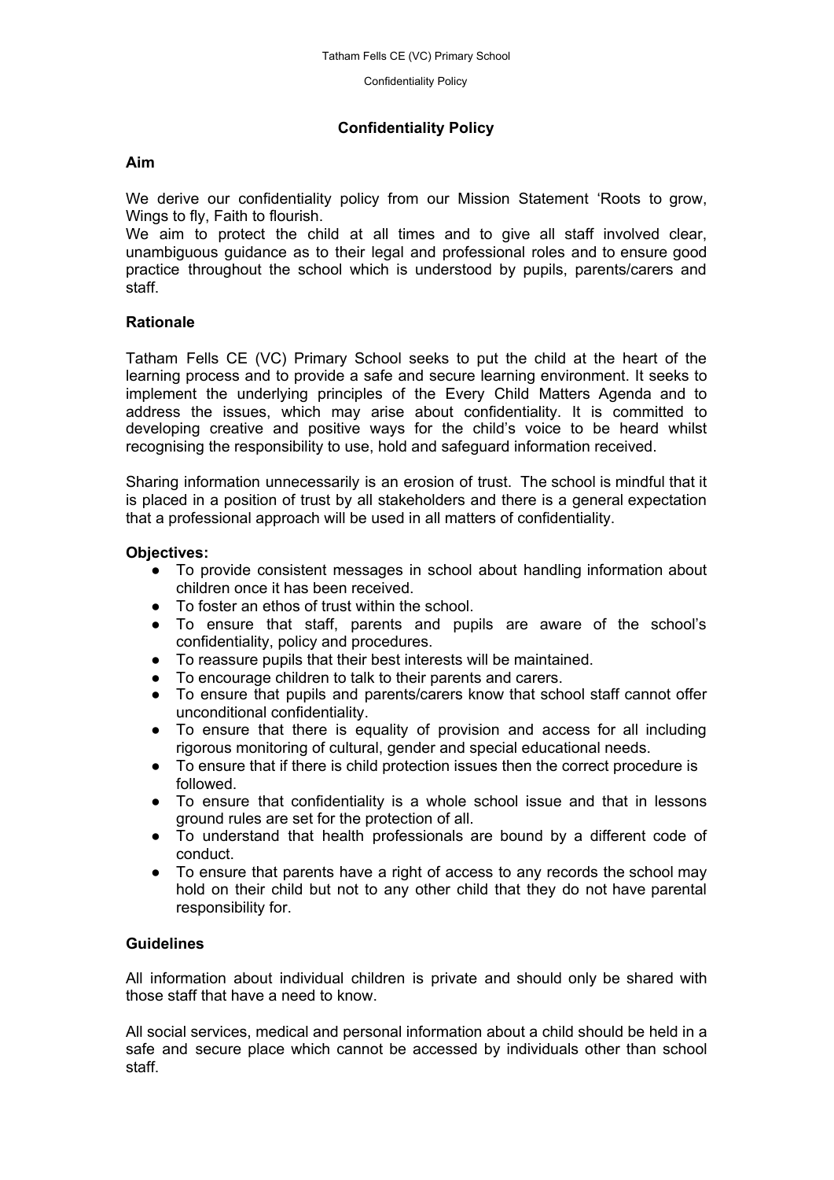# Confidentiality Policy

## Aim

We derive our confidentiality policy from our Mission Statement 'Roots to grow, Wings to fly, Faith to flourish.

We aim to protect the child at all times and to give all staff involved clear, unambiguous guidance as to their legal and professional roles and to ensure good practice throughout the school which is understood by pupils, parents/carers and staff.

## Rationale

Tatham Fells CE (VC) Primary School seeks to put the child at the heart of the learning process and to provide a safe and secure learning environment. It seeks to implement the underlying principles of the Every Child Matters Agenda and to address the issues, which may arise about confidentiality. It is committed to developing creative and positive ways for the child's voice to be heard whilst recognising the responsibility to use, hold and safeguard information received.

Sharing information unnecessarily is an erosion of trust. The school is mindful that it is placed in a position of trust by all stakeholders and there is a general expectation that a professional approach will be used in all matters of confidentiality.

## Objectives:

- To provide consistent messages in school about handling information about children once it has been received.
- To foster an ethos of trust within the school.
- To ensure that staff, parents and pupils are aware of the school's confidentiality, policy and procedures.
- To reassure pupils that their best interests will be maintained.
- To encourage children to talk to their parents and carers.
- To ensure that pupils and parents/carers know that school staff cannot offer unconditional confidentiality.
- To ensure that there is equality of provision and access for all including rigorous monitoring of cultural, gender and special educational needs.
- To ensure that if there is child protection issues then the correct procedure is followed.
- To ensure that confidentiality is a whole school issue and that in lessons ground rules are set for the protection of all.
- To understand that health professionals are bound by a different code of conduct.
- To ensure that parents have a right of access to any records the school may hold on their child but not to any other child that they do not have parental responsibility for.

## Guidelines

All information about individual children is private and should only be shared with those staff that have a need to know.

All social services, medical and personal information about a child should be held in a safe and secure place which cannot be accessed by individuals other than school staff.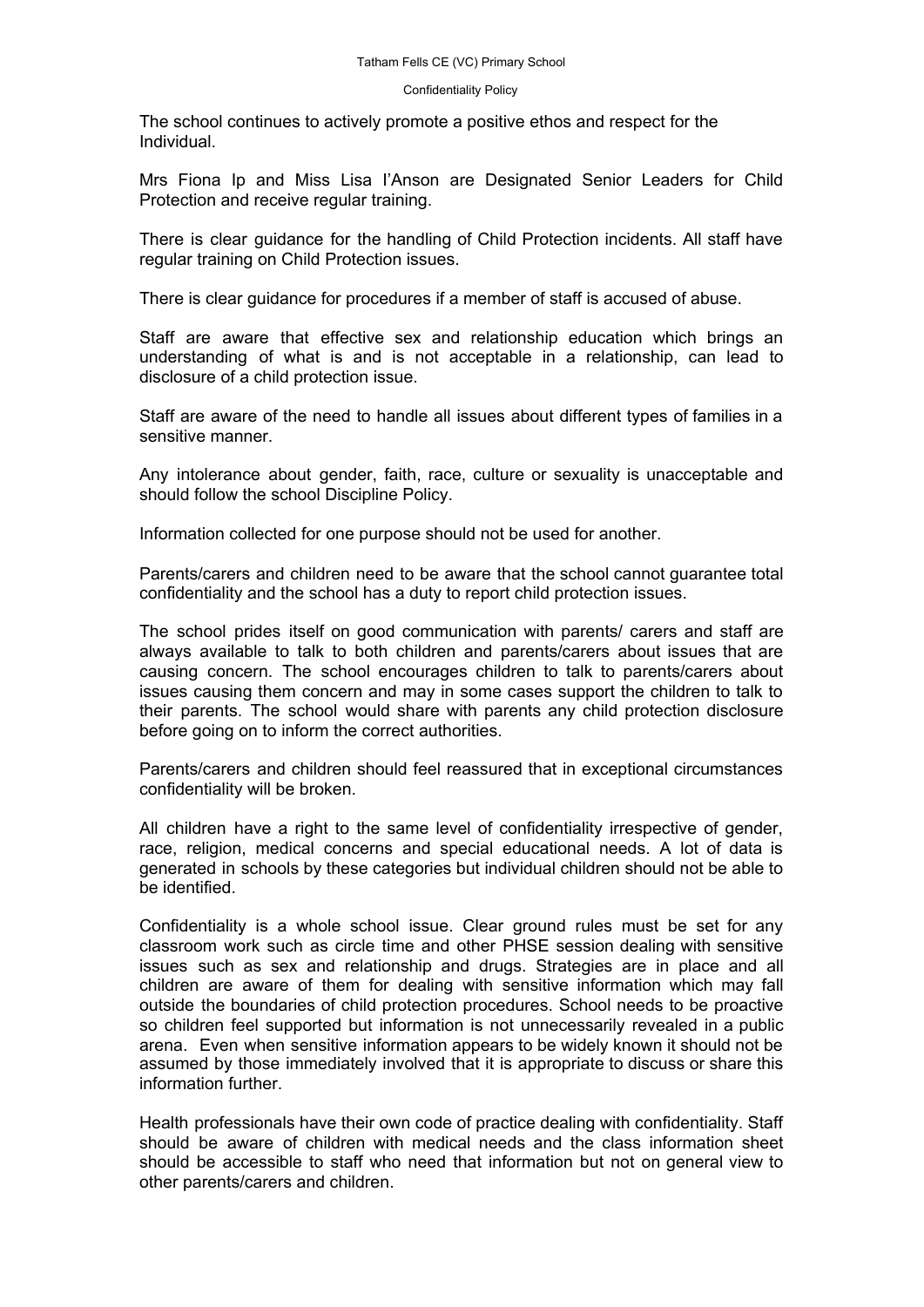The school continues to actively promote a positive ethos and respect for the Individual.

Mrs Fiona Ip and Miss Lisa I'Anson are Designated Senior Leaders for Child Protection and receive regular training.

There is clear guidance for the handling of Child Protection incidents. All staff have regular training on Child Protection issues.

There is clear guidance for procedures if a member of staff is accused of abuse.

Staff are aware that effective sex and relationship education which brings an understanding of what is and is not acceptable in a relationship, can lead to disclosure of a child protection issue.

Staff are aware of the need to handle all issues about different types of families in a sensitive manner.

Any intolerance about gender, faith, race, culture or sexuality is unacceptable and should follow the school Discipline Policy.

Information collected for one purpose should not be used for another.

Parents/carers and children need to be aware that the school cannot guarantee total confidentiality and the school has a duty to report child protection issues.

The school prides itself on good communication with parents/ carers and staff are always available to talk to both children and parents/carers about issues that are causing concern. The school encourages children to talk to parents/carers about issues causing them concern and may in some cases support the children to talk to their parents. The school would share with parents any child protection disclosure before going on to inform the correct authorities.

Parents/carers and children should feel reassured that in exceptional circumstances confidentiality will be broken.

All children have a right to the same level of confidentiality irrespective of gender, race, religion, medical concerns and special educational needs. A lot of data is generated in schools by these categories but individual children should not be able to be identified.

Confidentiality is a whole school issue. Clear ground rules must be set for any classroom work such as circle time and other PHSE session dealing with sensitive issues such as sex and relationship and drugs. Strategies are in place and all children are aware of them for dealing with sensitive information which may fall outside the boundaries of child protection procedures. School needs to be proactive so children feel supported but information is not unnecessarily revealed in a public arena. Even when sensitive information appears to be widely known it should not be assumed by those immediately involved that it is appropriate to discuss or share this information further.

Health professionals have their own code of practice dealing with confidentiality. Staff should be aware of children with medical needs and the class information sheet should be accessible to staff who need that information but not on general view to other parents/carers and children.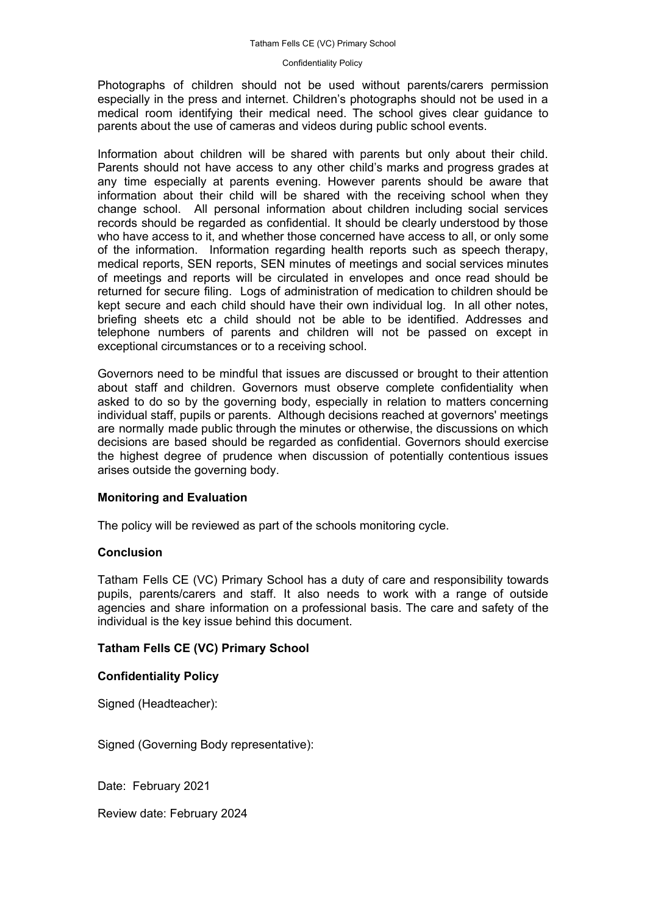Photographs of children should not be used without parents/carers permission especially in the press and internet. Children's photographs should not be used in a medical room identifying their medical need. The school gives clear guidance to parents about the use of cameras and videos during public school events.

Information about children will be shared with parents but only about their child. Parents should not have access to any other child's marks and progress grades at any time especially at parents evening. However parents should be aware that information about their child will be shared with the receiving school when they change school. All personal information about children including social services records should be regarded as confidential. It should be clearly understood by those who have access to it, and whether those concerned have access to all, or only some of the information. Information regarding health reports such as speech therapy, medical reports, SEN reports, SEN minutes of meetings and social services minutes of meetings and reports will be circulated in envelopes and once read should be returned for secure filing. Logs of administration of medication to children should be kept secure and each child should have their own individual log. In all other notes, briefing sheets etc a child should not be able to be identified. Addresses and telephone numbers of parents and children will not be passed on except in exceptional circumstances or to a receiving school.

Governors need to be mindful that issues are discussed or brought to their attention about staff and children. Governors must observe complete confidentiality when asked to do so by the governing body, especially in relation to matters concerning individual staff, pupils or parents. Although decisions reached at governors' meetings are normally made public through the minutes or otherwise, the discussions on which decisions are based should be regarded as confidential. Governors should exercise the highest degree of prudence when discussion of potentially contentious issues arises outside the governing body.

**Monitoring and Evaluation**

The policy will be reviewed as part of the schools monitoring cycle.

**Conclusion**

Tatham Fells CE (VC) Primary School has a duty of care and responsibility towards pupils, parents/carers and staff. It also needs to work with a range of outside agencies and share information on a professional basis. The care and safety of the individual is the key issue behind this document.

**Tatham Fells CE (VC) Primary School**

**Confidentiality Policy**

Signed (Headteacher):

Signed (Governing Body representative):

Date: February 2021

Review date: February 2024